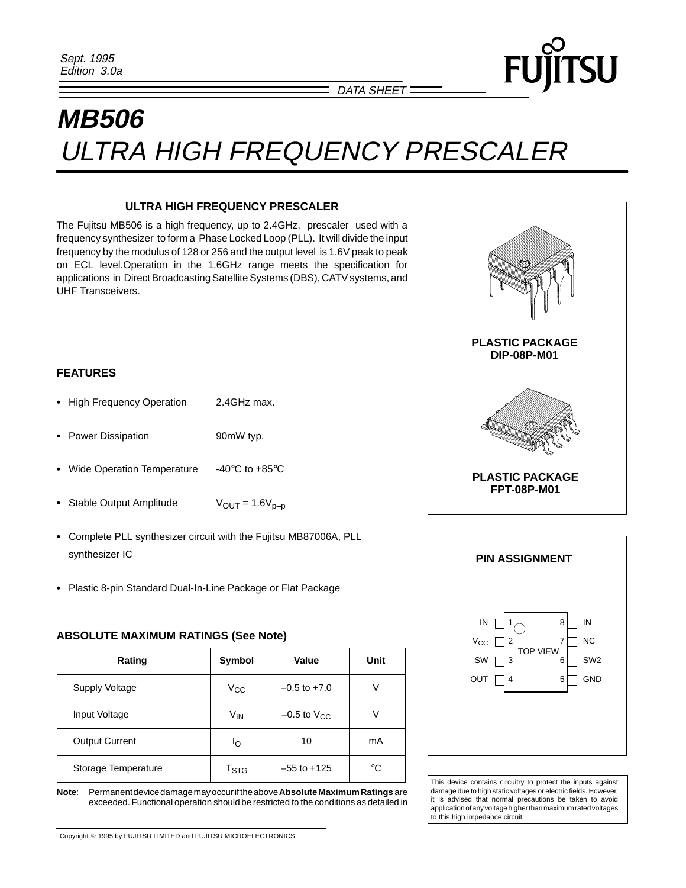Sept. 1995
Edition 3.0a

DATA SHEET

# MB506

# ULTRA HIGH FREQUENCY PRESCALER

## ULTRA HIGH FREQUENCY PRESCALER

The Fujitsu MB506 is a high frequency, up to 2.4GHz, prescaler used with a frequency synthesizer to form a Phase Locked Loop (PLL). It will divide the input frequency by the modulus of 128 or 256 and the output level is 1.6V peak to peak on ECL level.Operation in the 1.6GHz range meets the specification for applications in Direct Broadcasting Satellite Systems (DBS), CATV systems, and UHF Transceivers.

**PLASTIC PACKAGE DIP-08P-M01**

**PLASTIC PACKAGE FPT-08P-M01**

## FEATURES

- High Frequency Operation 2.4GHz max.
- Power Dissipation 90mW typ.
- Wide Operation Temperature -40°C to +85°C
- Stable Output Amplitude $V_{OUT}$ = 1.6$V_{p–p}$
- Complete PLL synthesizer circuit with the Fujitsu MB87006A, PLL synthesizer IC
- Plastic 8-pin Standard Dual-In-Line Package or Flat Package

## PIN ASSIGNMENT

| Pin | Name | Pin | Name |
|---|---|---|---|
| 1 | IN | 8 | $\overline{IN}$ |
| 2 | $V_{CC}$ | 7 | NC |
| 3 | SW | 6 | SW2 |
| 4 | OUT | 5 | GND |

(TOP VIEW)

## ABSOLUTE MAXIMUM RATINGS (See Note)

| Rating | Symbol | Value | Unit |
|---|---|---|---|
| Supply Voltage | $V_{CC}$ | –0.5 to +7.0 | V |
| Input Voltage | $V_{IN}$ | –0.5 to $V_{CC}$ | V |
| Output Current | $I_O$ | 10 | mA |
| Storage Temperature | $T_{STG}$ | –55 to +125 | °C |

**Note**: Permanent device damage may occur if the above **Absolute Maximum Ratings** are exceeded. Functional operation should be restricted to the conditions as detailed in

This device contains circuitry to protect the inputs against damage due to high static voltages or electric fields. However, it is advised that normal precautions be taken to avoid application of any voltage higher than maximum rated voltages to this high impedance circuit.

Copyright © 1995 by FUJITSU LIMITED and FUJITSU MICROELECTRONICS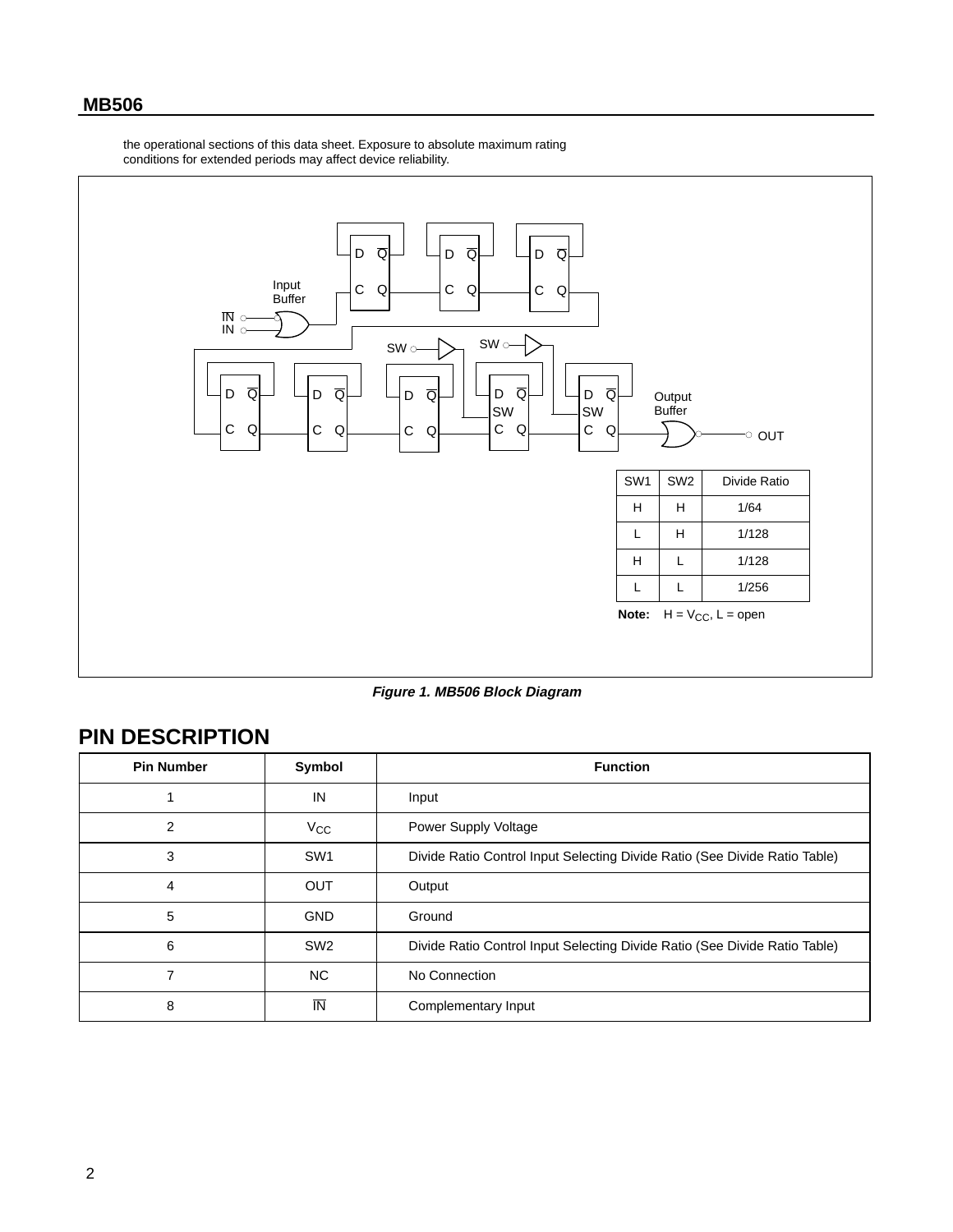the operational sections of this data sheet. Exposure to absolute maximum rating conditions for extended periods may affect device reliability.

| SW1 | SW2 | Divide Ratio |
|---|---|---|
| H | H | 1/64 |
| L | H | 1/128 |
| H | L | 1/128 |
| L | L | 1/256 |

**Note:** H = $V_{CC}$, L = open

***Figure 1. MB506 Block Diagram***

## PIN DESCRIPTION

| Pin Number | Symbol | Function |
|---|---|---|
| 1 | IN | Input |
| 2 | $V_{CC}$ | Power Supply Voltage |
| 3 | SW1 | Divide Ratio Control Input Selecting Divide Ratio (See Divide Ratio Table) |
| 4 | OUT | Output |
| 5 | GND | Ground |
| 6 | SW2 | Divide Ratio Control Input Selecting Divide Ratio (See Divide Ratio Table) |
| 7 | NC | No Connection |
| 8 | $\overline{IN}$ | Complementary Input |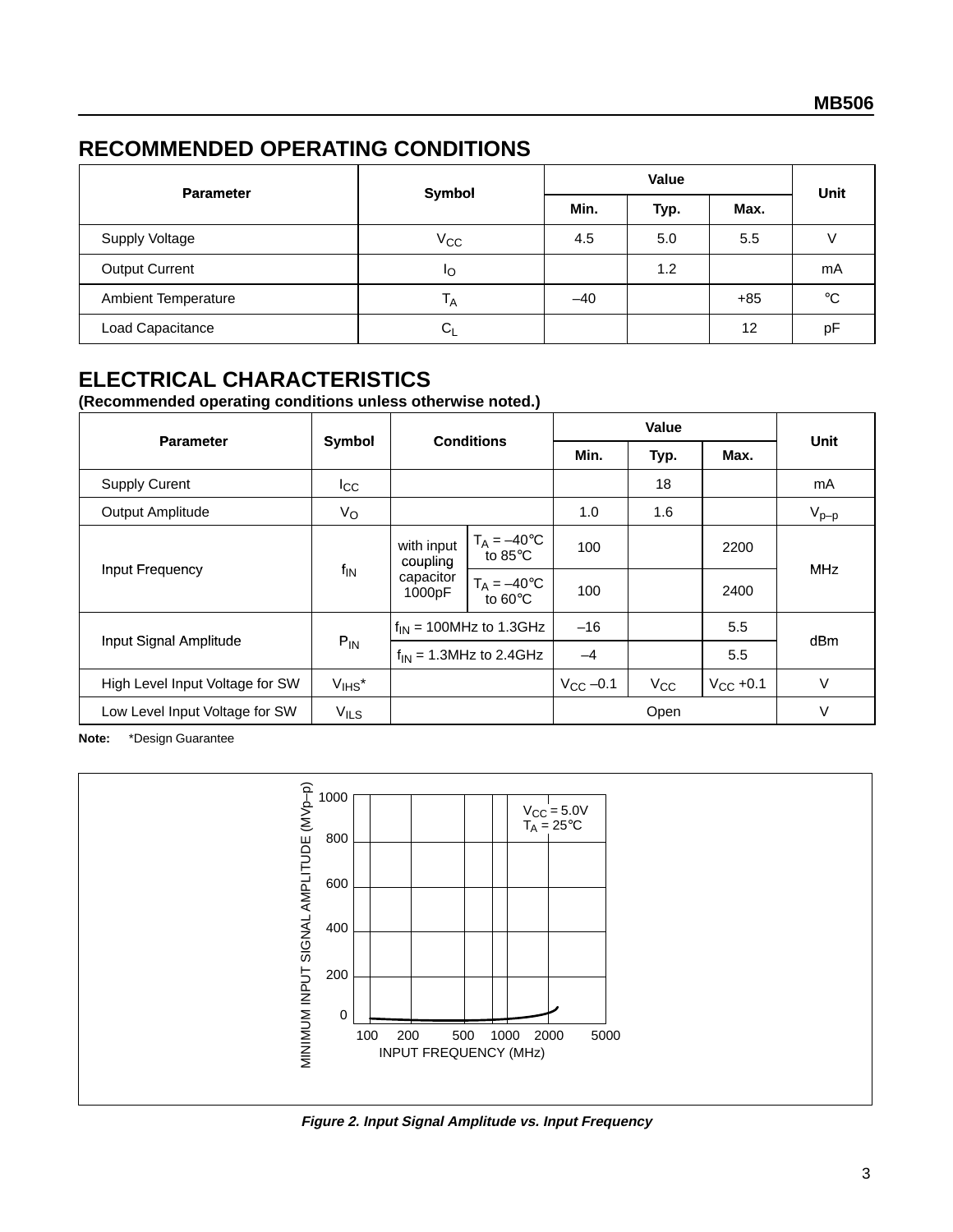## RECOMMENDED OPERATING CONDITIONS

| Parameter | Symbol | Value | | | Unit |
|---|---|---|---|---|---|
| | | Min. | Typ. | Max. | |
| Supply Voltage | $V_{CC}$ | 4.5 | 5.0 | 5.5 | V |
| Output Current | $I_O$ | | 1.2 | | mA |
| Ambient Temperature | $T_A$ | –40 | | +85 | °C |
| Load Capacitance | $C_L$ | | | 12 | pF |

## ELECTRICAL CHARACTERISTICS

**(Recommended operating conditions unless otherwise noted.)**

| Parameter | Symbol | Conditions | | Value | | | Unit |
|---|---|---|---|---|---|---|---|
| | | | | Min. | Typ. | Max. | |
| Supply Curent | $I_{CC}$ | | | | 18 | | mA |
| Output Amplitude | $V_O$ | | | 1.0 | 1.6 | | $V_{p–p}$ |
| Input Frequency | $f_{IN}$ | with input coupling capacitor 1000pF | $T_A$ = –40°C to 85°C | 100 | | 2200 | MHz |
| | | | $T_A$ = –40°C to 60°C | 100 | | 2400 | |
| Input Signal Amplitude | $P_{IN}$ | $f_{IN}$ = 100MHz to 1.3GHz | | –16 | | 5.5 | dBm |
| | | $f_{IN}$ = 1.3MHz to 2.4GHz | | –4 | | 5.5 | |
| High Level Input Voltage for SW | $V_{IHS}$* | | | $V_{CC}$ –0.1 | $V_{CC}$ | $V_{CC}$ +0.1 | V |
| Low Level Input Voltage for SW | $V_{ILS}$ | | | Open | | | V |

**Note:** *Design Guarantee

*Figure 2. Input Signal Amplitude vs. Input Frequency*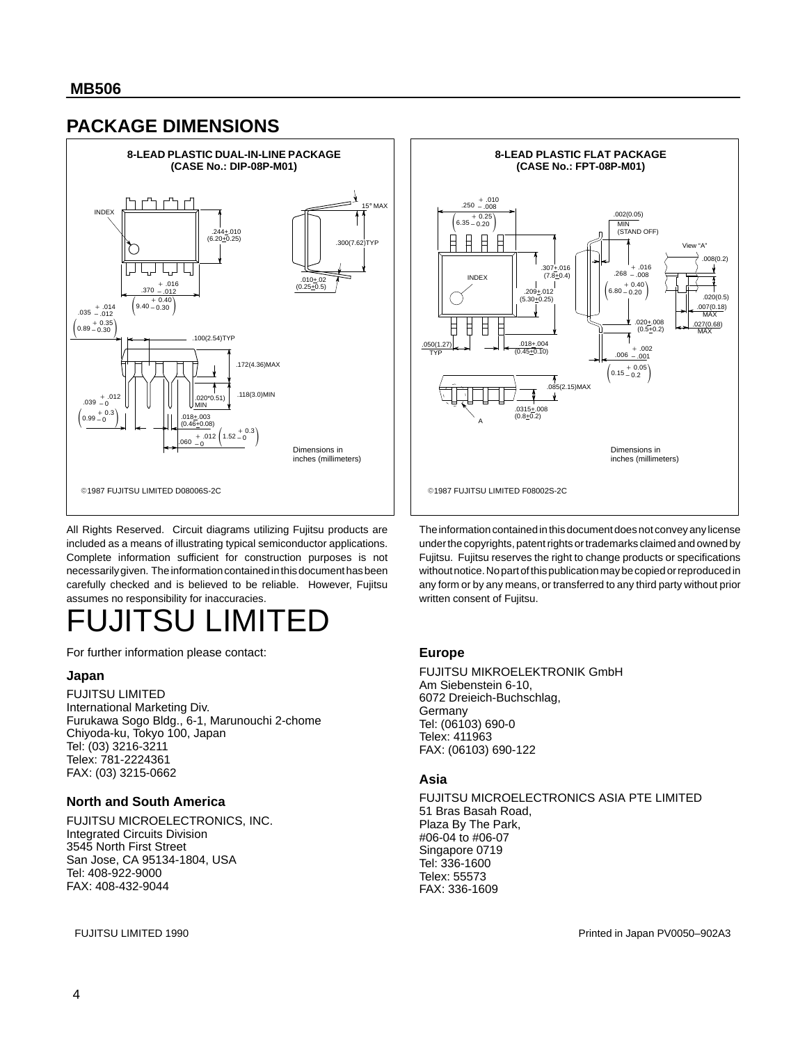## PACKAGE DIMENSIONS

**8-LEAD PLASTIC DUAL-IN-LINE PACKAGE (CASE No.: DIP-08P-M01)**

INDEX

.244±.010 (6.20±0.25)

15° MAX

.300(7.62)TYP

.010±.02 (0.25±0.5)

.370 +.016 −.012 (9.40 +0.40 −0.30)

.035 +.014 −.012 (0.89 +0.35 −0.30)

.100(2.54)TYP

.172(4.36)MAX

.118(3.0)MIN

.020*0.51) MIN

.039 +.012 −0 (0.99 +0.3 −0)

.018±.003 (0.46±0.08)

.060 +.012 −0 (1.52 +0.3 −0)

Dimensions in inches (millimeters)

©1987 FUJITSU LIMITED D08006S-2C

**8-LEAD PLASTIC FLAT PACKAGE (CASE No.: FPT-08P-M01)**

.250 +.010 −.008 (6.35 +0.25 −0.20)

.002(0.05) MIN (STAND OFF)

View "A"

.008(0.2)

INDEX

.307±.016 (7.8±0.4)

.268 +.016 −.008 (6.80 +0.40 −0.20)

.209±.012 (5.30±0.25)

.020(0.5)

.007(0.18) MAX

.027(0.68) MAX

.020±.008 (0.5±0.2)

.050(1.27) TYP

.018±.004 (0.45±0.10)

.006 +.002 −.001 (0.15 +0.05 −0.2)

.085(2.15)MAX

.0315±.008 (0.8±0.2)

A

Dimensions in inches (millimeters)

©1987 FUJITSU LIMITED F08002S-2C

All Rights Reserved. Circuit diagrams utilizing Fujitsu products are included as a means of illustrating typical semiconductor applications. Complete information sufficient for construction purposes is not necessarily given. The information contained in this document has been carefully checked and is believed to be reliable. However, Fujitsu assumes no responsibility for inaccuracies.

The information contained in this document does not convey any license under the copyrights, patent rights or trademarks claimed and owned by Fujitsu. Fujitsu reserves the right to change products or specifications without notice. No part of this publication may be copied or reproduced in any form or by any means, or transferred to any third party without prior written consent of Fujitsu.

# FUJITSU LIMITED

For further information please contact:

### Japan

FUJITSU LIMITED
International Marketing Div.
Furukawa Sogo Bldg., 6-1, Marunouchi 2-chome
Chiyoda-ku, Tokyo 100, Japan
Tel: (03) 3216-3211
Telex: 781-2224361
FAX: (03) 3215-0662

### North and South America

FUJITSU MICROELECTRONICS, INC.
Integrated Circuits Division
3545 North First Street
San Jose, CA 95134-1804, USA
Tel: 408-922-9000
FAX: 408-432-9044

### Europe

FUJITSU MIKROELEKTRONIK GmbH
Am Siebenstein 6-10,
6072 Dreieich-Buchschlag,
Germany
Tel: (06103) 690-0
Telex: 411963
FAX: (06103) 690-122

### Asia

FUJITSU MICROELECTRONICS ASIA PTE LIMITED
51 Bras Basah Road,
Plaza By The Park,
#06-04 to #06-07
Singapore 0719
Tel: 336-1600
Telex: 55573
FAX: 336-1609

FUJITSU LIMITED 1990

Printed in Japan PV0050–902A3